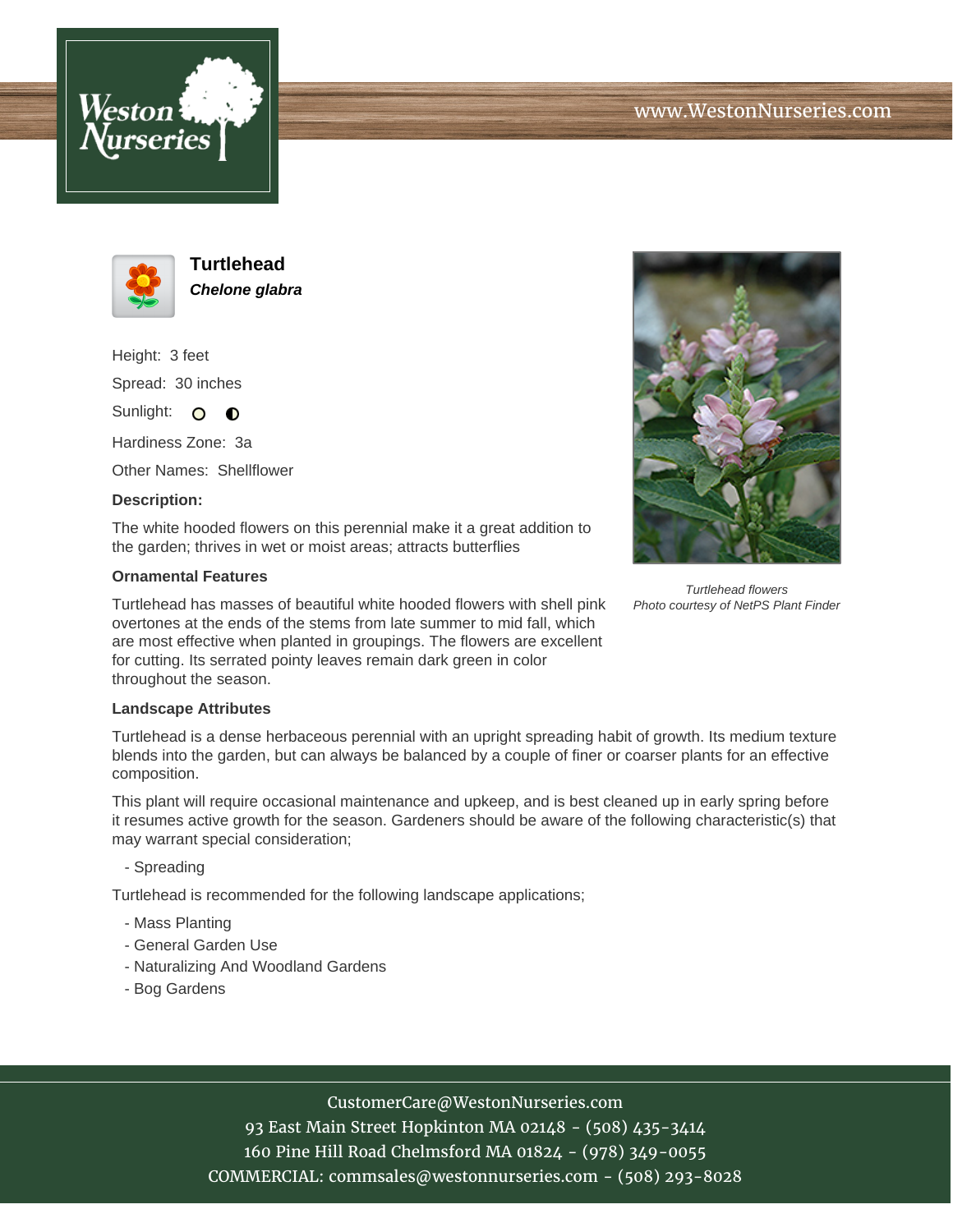# Turtlehead

***Chelone glabra***

Height: 3 feet

Spread: 30 inches

Sunlight: ○ ◐

Hardiness Zone: 3a

Other Names: Shellflower

**Description:**

The white hooded flowers on this perennial make it a great addition to the garden; thrives in wet or moist areas; attracts butterflies

*Turtlehead flowers*
*Photo courtesy of NetPS Plant Finder*

### Ornamental Features

Turtlehead has masses of beautiful white hooded flowers with shell pink overtones at the ends of the stems from late summer to mid fall, which are most effective when planted in groupings. The flowers are excellent for cutting. Its serrated pointy leaves remain dark green in color throughout the season.

### Landscape Attributes

Turtlehead is a dense herbaceous perennial with an upright spreading habit of growth. Its medium texture blends into the garden, but can always be balanced by a couple of finer or coarser plants for an effective composition.

This plant will require occasional maintenance and upkeep, and is best cleaned up in early spring before it resumes active growth for the season. Gardeners should be aware of the following characteristic(s) that may warrant special consideration;

- Spreading

Turtlehead is recommended for the following landscape applications;

- Mass Planting
- General Garden Use
- Naturalizing And Woodland Gardens
- Bog Gardens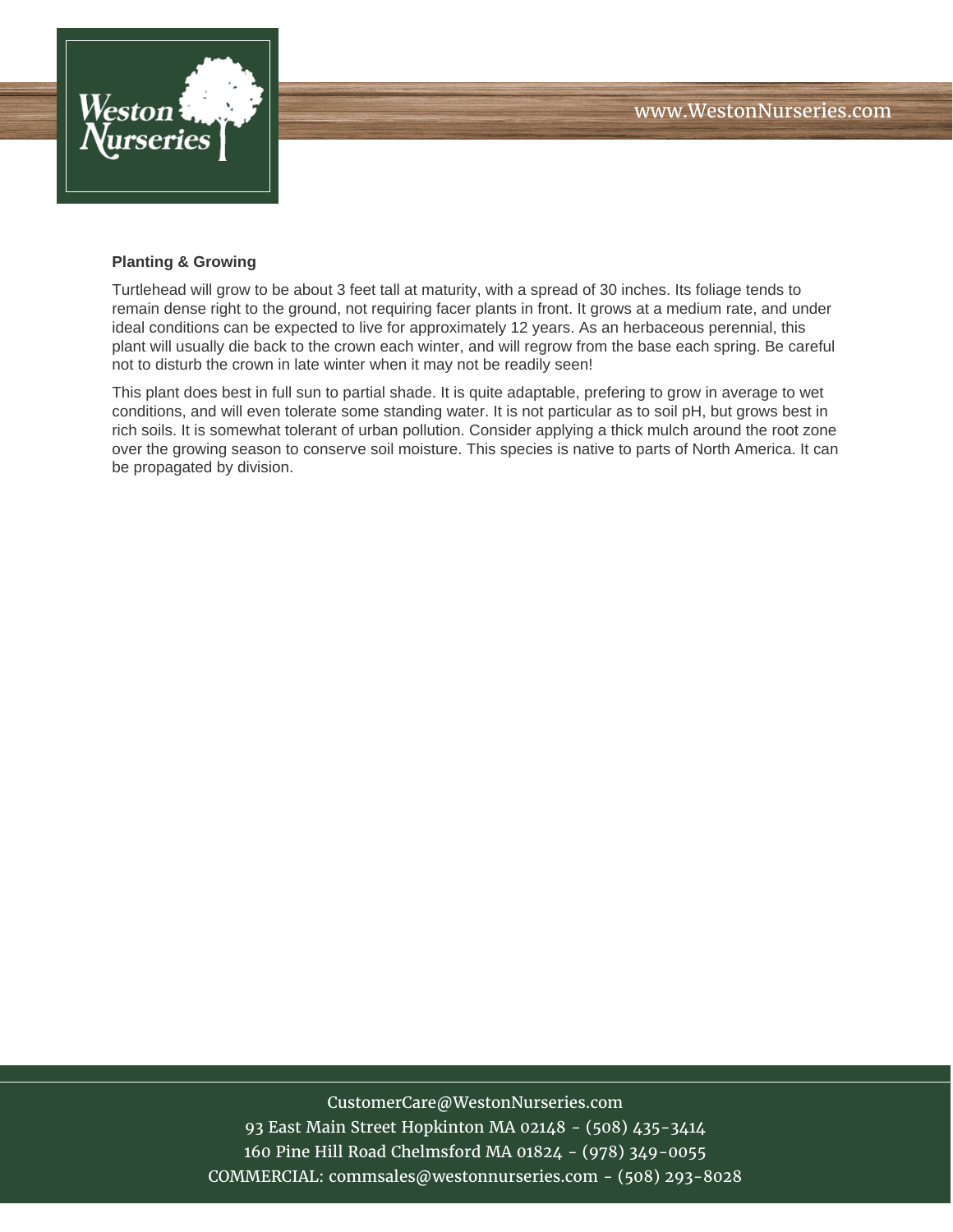**Planting & Growing**

Turtlehead will grow to be about 3 feet tall at maturity, with a spread of 30 inches. Its foliage tends to remain dense right to the ground, not requiring facer plants in front. It grows at a medium rate, and under ideal conditions can be expected to live for approximately 12 years. As an herbaceous perennial, this plant will usually die back to the crown each winter, and will regrow from the base each spring. Be careful not to disturb the crown in late winter when it may not be readily seen!

This plant does best in full sun to partial shade. It is quite adaptable, prefering to grow in average to wet conditions, and will even tolerate some standing water. It is not particular as to soil pH, but grows best in rich soils. It is somewhat tolerant of urban pollution. Consider applying a thick mulch around the root zone over the growing season to conserve soil moisture. This species is native to parts of North America. It can be propagated by division.